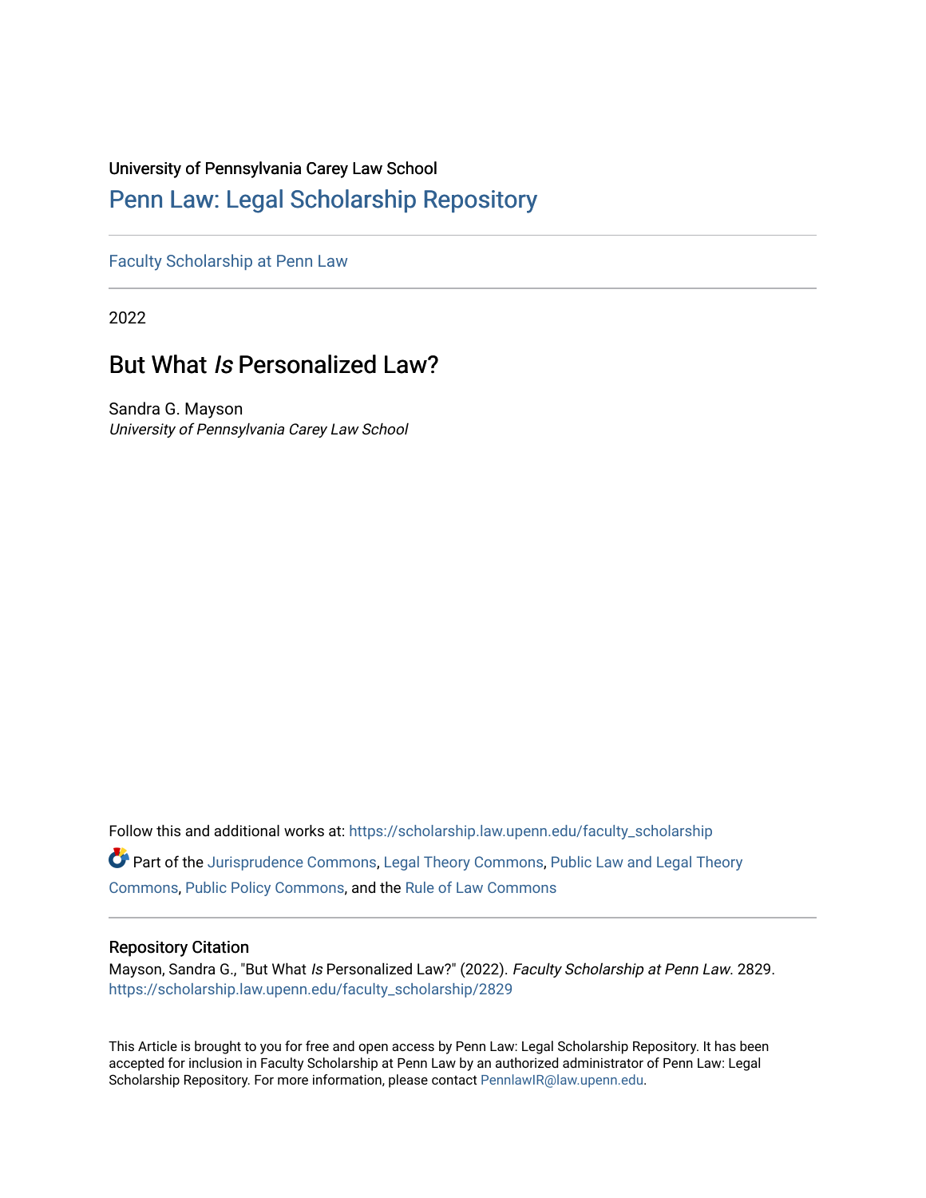University of Pennsylvania Carey Law School

# Penn Law: Legal Scholarship Repository

Faculty Scholarship at Penn Law

2022

## But What *Is* Personalized Law?

Sandra G. Mayson
*University of Pennsylvania Carey Law School*

Follow this and additional works at: https://scholarship.law.upenn.edu/faculty_scholarship

Part of the Jurisprudence Commons, Legal Theory Commons, Public Law and Legal Theory Commons, Public Policy Commons, and the Rule of Law Commons

### Repository Citation

Mayson, Sandra G., "But What *Is* Personalized Law?" (2022). *Faculty Scholarship at Penn Law*. 2829.
https://scholarship.law.upenn.edu/faculty_scholarship/2829

This Article is brought to you for free and open access by Penn Law: Legal Scholarship Repository. It has been accepted for inclusion in Faculty Scholarship at Penn Law by an authorized administrator of Penn Law: Legal Scholarship Repository. For more information, please contact PennlawIR@law.upenn.edu.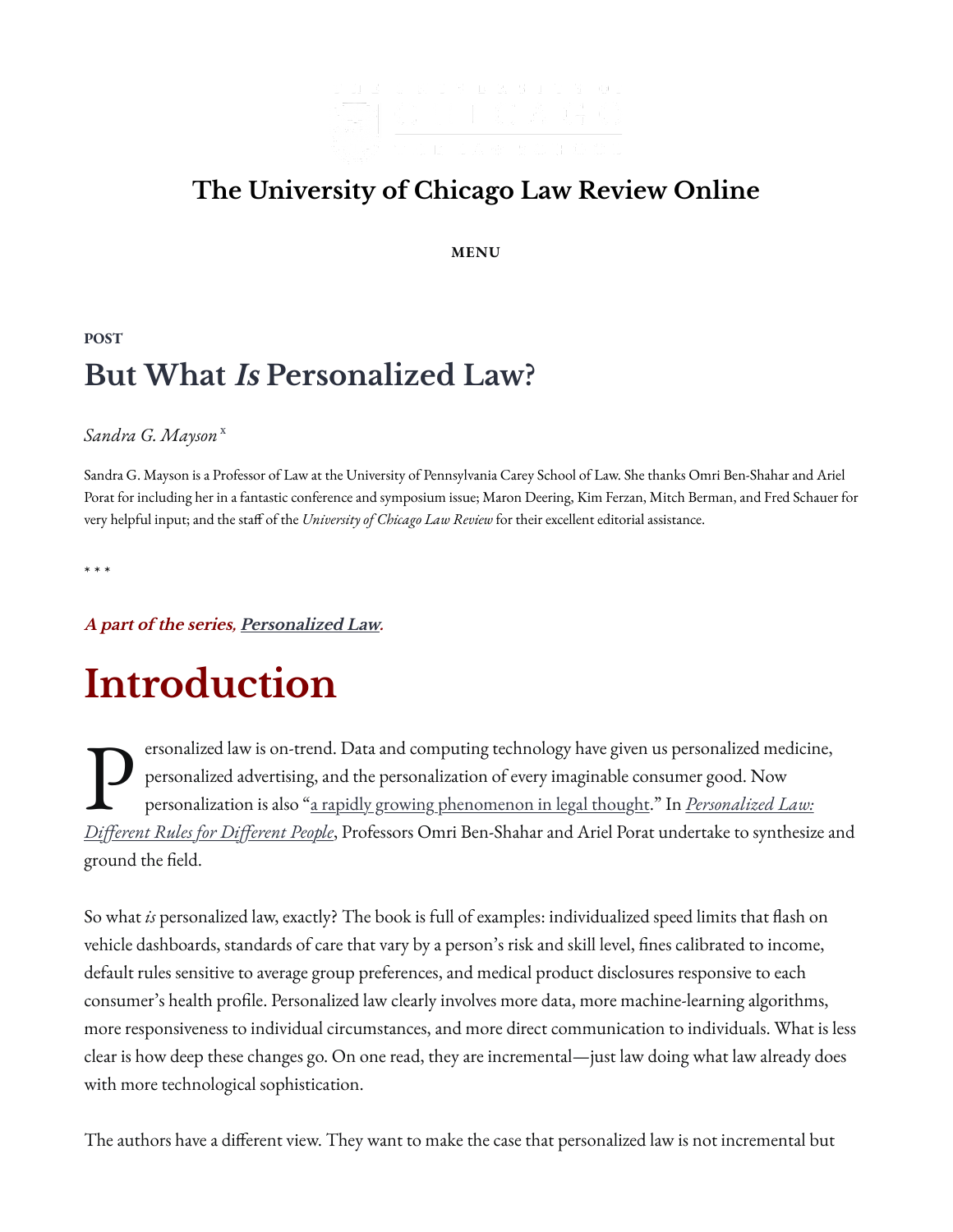# The University of Chicago Law Review Online

POST

## But What *Is* Personalized Law?

*Sandra G. Mayson* [x]

Sandra G. Mayson is a Professor of Law at the University of Pennsylvania Carey School of Law. She thanks Omri Ben-Shahar and Ariel Porat for including her in a fantastic conference and symposium issue; Maron Deering, Kim Ferzan, Mitch Berman, and Fred Schauer for very helpful input; and the staff of the *University of Chicago Law Review* for their excellent editorial assistance.

* * *

***A part of the series, Personalized Law.***

# Introduction

Personalized law is on-trend. Data and computing technology have given us personalized medicine, personalized advertising, and the personalization of every imaginable consumer good. Now personalization is also "a rapidly growing phenomenon in legal thought." In *Personalized Law: Different Rules for Different People*, Professors Omri Ben-Shahar and Ariel Porat undertake to synthesize and ground the field.

So what *is* personalized law, exactly? The book is full of examples: individualized speed limits that flash on vehicle dashboards, standards of care that vary by a person's risk and skill level, fines calibrated to income, default rules sensitive to average group preferences, and medical product disclosures responsive to each consumer's health profile. Personalized law clearly involves more data, more machine-learning algorithms, more responsiveness to individual circumstances, and more direct communication to individuals. What is less clear is how deep these changes go. On one read, they are incremental—just law doing what law already does with more technological sophistication.

The authors have a different view. They want to make the case that personalized law is not incremental but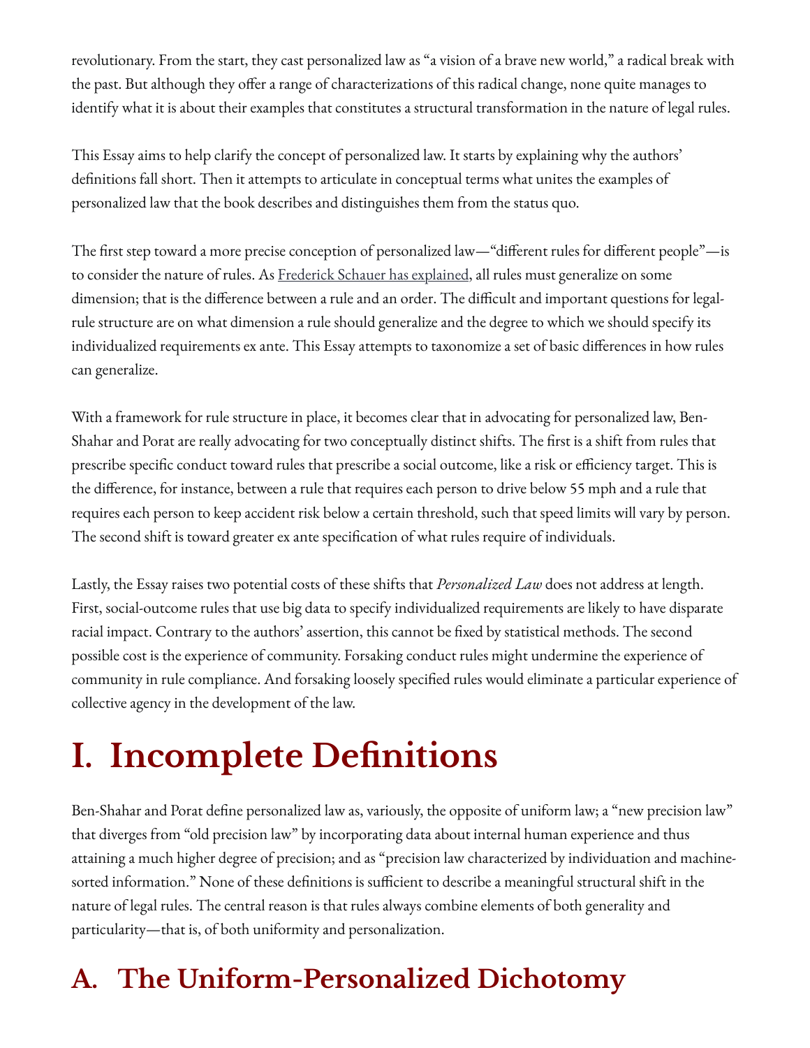revolutionary. From the start, they cast personalized law as "a vision of a brave new world," a radical break with the past. But although they offer a range of characterizations of this radical change, none quite manages to identify what it is about their examples that constitutes a structural transformation in the nature of legal rules.

This Essay aims to help clarify the concept of personalized law. It starts by explaining why the authors' definitions fall short. Then it attempts to articulate in conceptual terms what unites the examples of personalized law that the book describes and distinguishes them from the status quo.

The first step toward a more precise conception of personalized law—"different rules for different people"—is to consider the nature of rules. As Frederick Schauer has explained, all rules must generalize on some dimension; that is the difference between a rule and an order. The difficult and important questions for legal-rule structure are on what dimension a rule should generalize and the degree to which we should specify its individualized requirements ex ante. This Essay attempts to taxonomize a set of basic differences in how rules can generalize.

With a framework for rule structure in place, it becomes clear that in advocating for personalized law, Ben-Shahar and Porat are really advocating for two conceptually distinct shifts. The first is a shift from rules that prescribe specific conduct toward rules that prescribe a social outcome, like a risk or efficiency target. This is the difference, for instance, between a rule that requires each person to drive below 55 mph and a rule that requires each person to keep accident risk below a certain threshold, such that speed limits will vary by person. The second shift is toward greater ex ante specification of what rules require of individuals.

Lastly, the Essay raises two potential costs of these shifts that *Personalized Law* does not address at length. First, social-outcome rules that use big data to specify individualized requirements are likely to have disparate racial impact. Contrary to the authors' assertion, this cannot be fixed by statistical methods. The second possible cost is the experience of community. Forsaking conduct rules might undermine the experience of community in rule compliance. And forsaking loosely specified rules would eliminate a particular experience of collective agency in the development of the law.

# I. Incomplete Definitions

Ben-Shahar and Porat define personalized law as, variously, the opposite of uniform law; a "new precision law" that diverges from "old precision law" by incorporating data about internal human experience and thus attaining a much higher degree of precision; and as "precision law characterized by individuation and machine-sorted information." None of these definitions is sufficient to describe a meaningful structural shift in the nature of legal rules. The central reason is that rules always combine elements of both generality and particularity—that is, of both uniformity and personalization.

## A. The Uniform-Personalized Dichotomy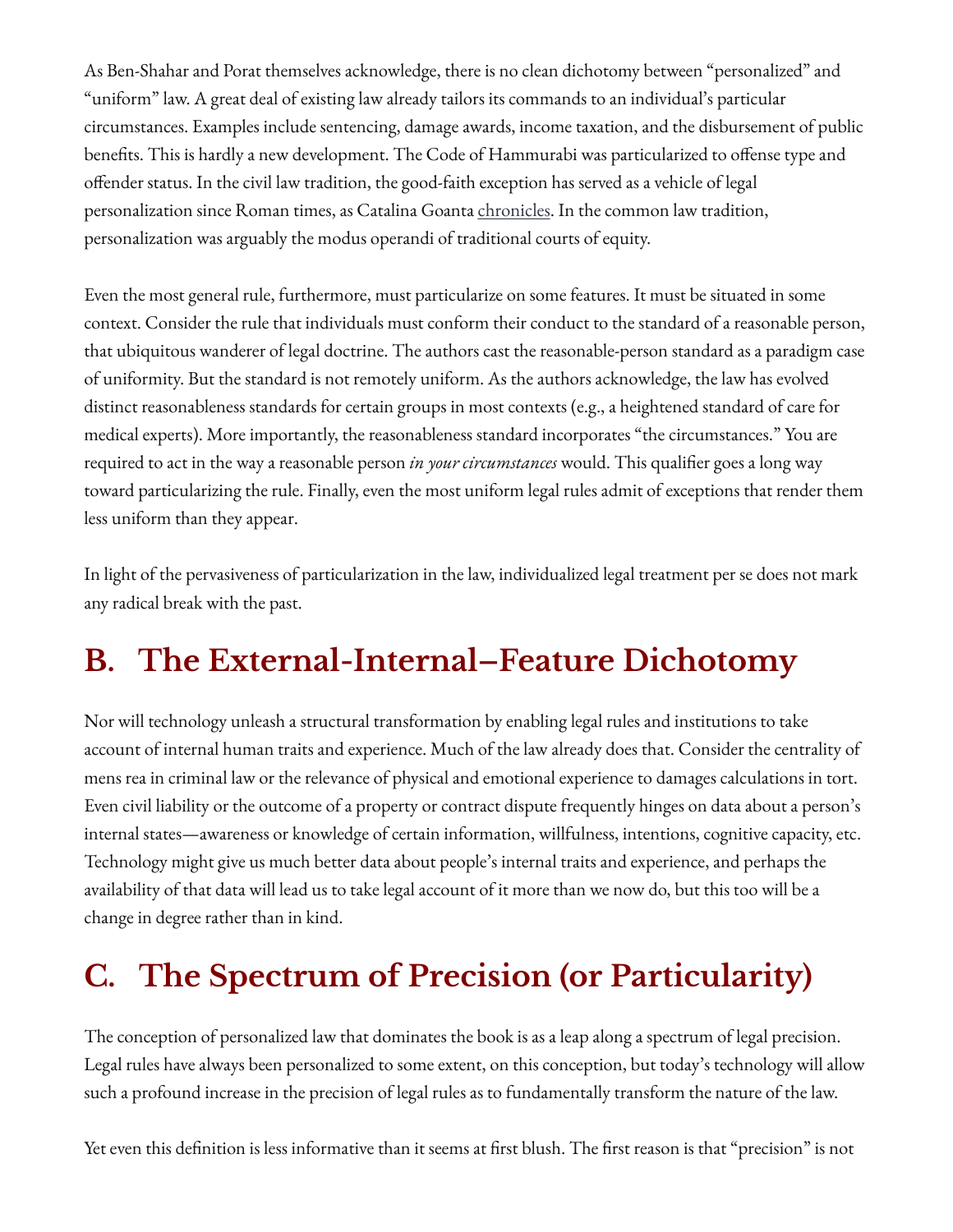As Ben-Shahar and Porat themselves acknowledge, there is no clean dichotomy between "personalized" and "uniform" law. A great deal of existing law already tailors its commands to an individual's particular circumstances. Examples include sentencing, damage awards, income taxation, and the disbursement of public benefits. This is hardly a new development. The Code of Hammurabi was particularized to offense type and offender status. In the civil law tradition, the good-faith exception has served as a vehicle of legal personalization since Roman times, as Catalina Goanta chronicles. In the common law tradition, personalization was arguably the modus operandi of traditional courts of equity.

Even the most general rule, furthermore, must particularize on some features. It must be situated in some context. Consider the rule that individuals must conform their conduct to the standard of a reasonable person, that ubiquitous wanderer of legal doctrine. The authors cast the reasonable-person standard as a paradigm case of uniformity. But the standard is not remotely uniform. As the authors acknowledge, the law has evolved distinct reasonableness standards for certain groups in most contexts (e.g., a heightened standard of care for medical experts). More importantly, the reasonableness standard incorporates "the circumstances." You are required to act in the way a reasonable person *in your circumstances* would. This qualifier goes a long way toward particularizing the rule. Finally, even the most uniform legal rules admit of exceptions that render them less uniform than they appear.

In light of the pervasiveness of particularization in the law, individualized legal treatment per se does not mark any radical break with the past.

## B. The External-Internal–Feature Dichotomy

Nor will technology unleash a structural transformation by enabling legal rules and institutions to take account of internal human traits and experience. Much of the law already does that. Consider the centrality of mens rea in criminal law or the relevance of physical and emotional experience to damages calculations in tort. Even civil liability or the outcome of a property or contract dispute frequently hinges on data about a person's internal states—awareness or knowledge of certain information, willfulness, intentions, cognitive capacity, etc. Technology might give us much better data about people's internal traits and experience, and perhaps the availability of that data will lead us to take legal account of it more than we now do, but this too will be a change in degree rather than in kind.

## C. The Spectrum of Precision (or Particularity)

The conception of personalized law that dominates the book is as a leap along a spectrum of legal precision. Legal rules have always been personalized to some extent, on this conception, but today's technology will allow such a profound increase in the precision of legal rules as to fundamentally transform the nature of the law.

Yet even this definition is less informative than it seems at first blush. The first reason is that "precision" is not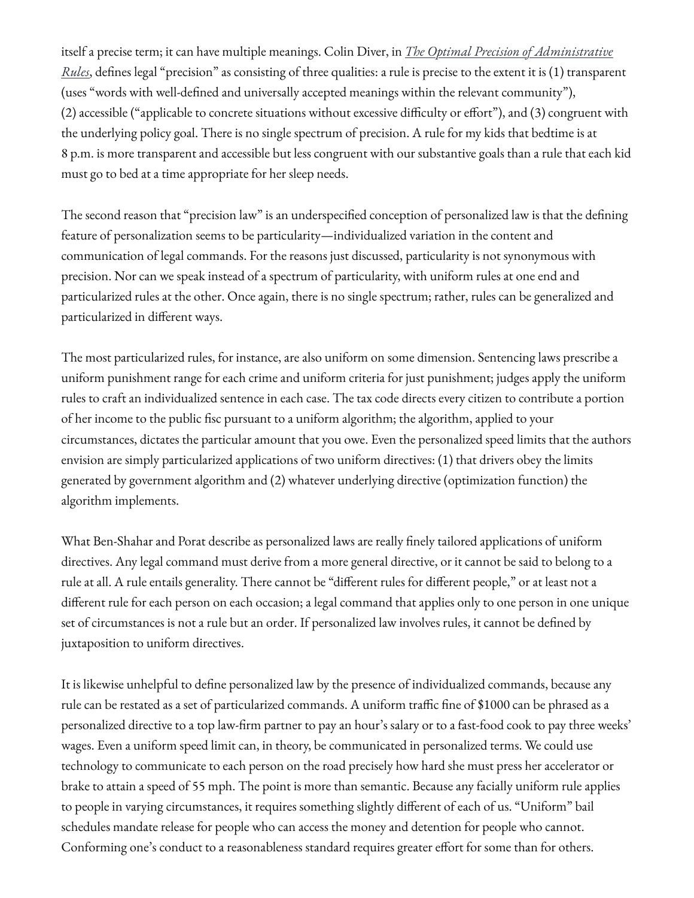itself a precise term; it can have multiple meanings. Colin Diver, in *The Optimal Precision of Administrative Rules*, defines legal "precision" as consisting of three qualities: a rule is precise to the extent it is (1) transparent (uses "words with well-defined and universally accepted meanings within the relevant community"), (2) accessible ("applicable to concrete situations without excessive difficulty or effort"), and (3) congruent with the underlying policy goal. There is no single spectrum of precision. A rule for my kids that bedtime is at 8 p.m. is more transparent and accessible but less congruent with our substantive goals than a rule that each kid must go to bed at a time appropriate for her sleep needs.

The second reason that "precision law" is an underspecified conception of personalized law is that the defining feature of personalization seems to be particularity—individualized variation in the content and communication of legal commands. For the reasons just discussed, particularity is not synonymous with precision. Nor can we speak instead of a spectrum of particularity, with uniform rules at one end and particularized rules at the other. Once again, there is no single spectrum; rather, rules can be generalized and particularized in different ways.

The most particularized rules, for instance, are also uniform on some dimension. Sentencing laws prescribe a uniform punishment range for each crime and uniform criteria for just punishment; judges apply the uniform rules to craft an individualized sentence in each case. The tax code directs every citizen to contribute a portion of her income to the public fisc pursuant to a uniform algorithm; the algorithm, applied to your circumstances, dictates the particular amount that you owe. Even the personalized speed limits that the authors envision are simply particularized applications of two uniform directives: (1) that drivers obey the limits generated by government algorithm and (2) whatever underlying directive (optimization function) the algorithm implements.

What Ben-Shahar and Porat describe as personalized laws are really finely tailored applications of uniform directives. Any legal command must derive from a more general directive, or it cannot be said to belong to a rule at all. A rule entails generality. There cannot be "different rules for different people," or at least not a different rule for each person on each occasion; a legal command that applies only to one person in one unique set of circumstances is not a rule but an order. If personalized law involves rules, it cannot be defined by juxtaposition to uniform directives.

It is likewise unhelpful to define personalized law by the presence of individualized commands, because any rule can be restated as a set of particularized commands. A uniform traffic fine of $1000 can be phrased as a personalized directive to a top law-firm partner to pay an hour's salary or to a fast-food cook to pay three weeks' wages. Even a uniform speed limit can, in theory, be communicated in personalized terms. We could use technology to communicate to each person on the road precisely how hard she must press her accelerator or brake to attain a speed of 55 mph. The point is more than semantic. Because any facially uniform rule applies to people in varying circumstances, it requires something slightly different of each of us. "Uniform" bail schedules mandate release for people who can access the money and detention for people who cannot. Conforming one's conduct to a reasonableness standard requires greater effort for some than for others.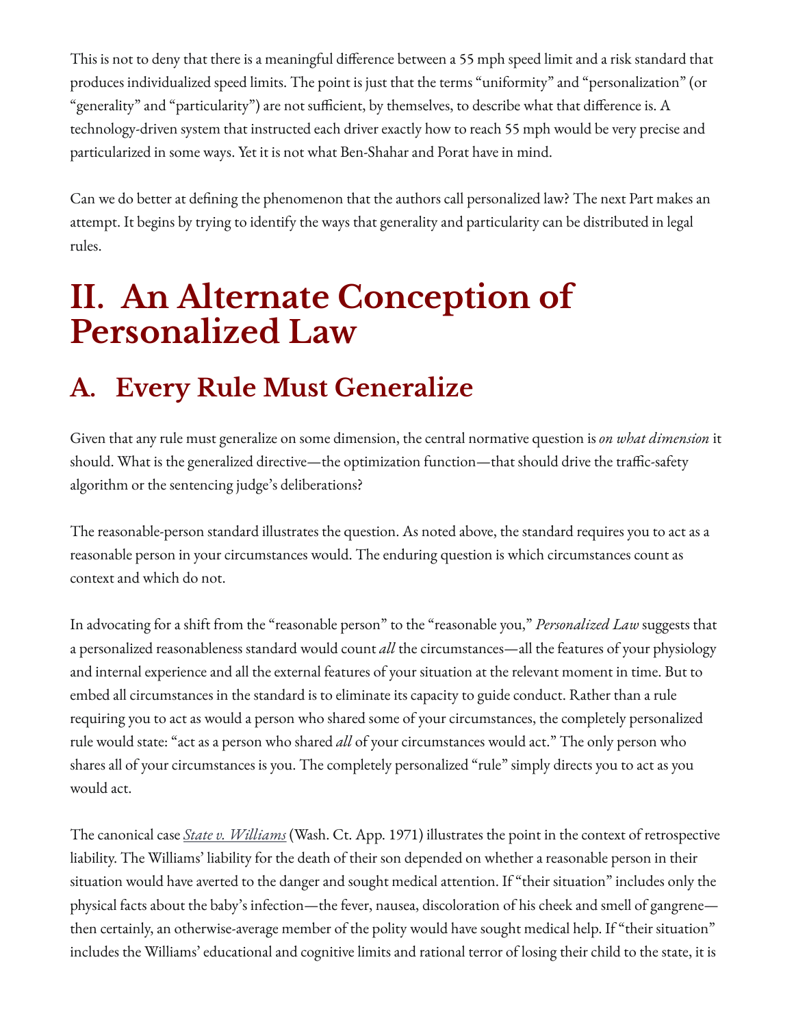This is not to deny that there is a meaningful difference between a 55 mph speed limit and a risk standard that produces individualized speed limits. The point is just that the terms "uniformity" and "personalization" (or "generality" and "particularity") are not sufficient, by themselves, to describe what that difference is. A technology-driven system that instructed each driver exactly how to reach 55 mph would be very precise and particularized in some ways. Yet it is not what Ben-Shahar and Porat have in mind.

Can we do better at defining the phenomenon that the authors call personalized law? The next Part makes an attempt. It begins by trying to identify the ways that generality and particularity can be distributed in legal rules.

# II. An Alternate Conception of Personalized Law

## A. Every Rule Must Generalize

Given that any rule must generalize on some dimension, the central normative question is *on what dimension* it should. What is the generalized directive—the optimization function—that should drive the traffic-safety algorithm or the sentencing judge's deliberations?

The reasonable-person standard illustrates the question. As noted above, the standard requires you to act as a reasonable person in your circumstances would. The enduring question is which circumstances count as context and which do not.

In advocating for a shift from the "reasonable person" to the "reasonable you," *Personalized Law* suggests that a personalized reasonableness standard would count *all* the circumstances—all the features of your physiology and internal experience and all the external features of your situation at the relevant moment in time. But to embed all circumstances in the standard is to eliminate its capacity to guide conduct. Rather than a rule requiring you to act as would a person who shared some of your circumstances, the completely personalized rule would state: "act as a person who shared *all* of your circumstances would act." The only person who shares all of your circumstances is you. The completely personalized "rule" simply directs you to act as you would act.

The canonical case *State v. Williams* (Wash. Ct. App. 1971) illustrates the point in the context of retrospective liability. The Williams' liability for the death of their son depended on whether a reasonable person in their situation would have averted to the danger and sought medical attention. If "their situation" includes only the physical facts about the baby's infection—the fever, nausea, discoloration of his cheek and smell of gangrene—then certainly, an otherwise-average member of the polity would have sought medical help. If "their situation" includes the Williams' educational and cognitive limits and rational terror of losing their child to the state, it is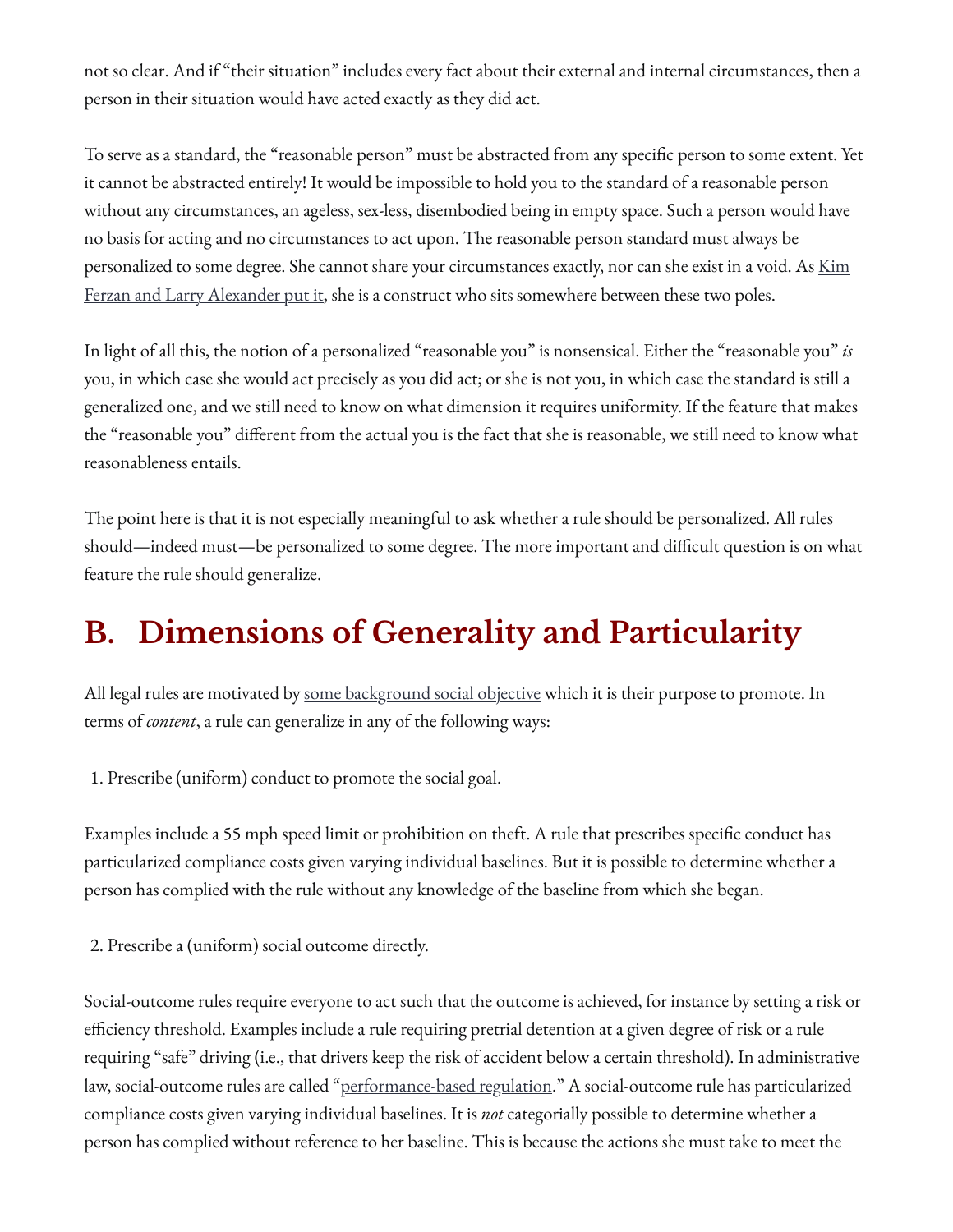not so clear. And if "their situation" includes every fact about their external and internal circumstances, then a person in their situation would have acted exactly as they did act.

To serve as a standard, the "reasonable person" must be abstracted from any specific person to some extent. Yet it cannot be abstracted entirely! It would be impossible to hold you to the standard of a reasonable person without any circumstances, an ageless, sex-less, disembodied being in empty space. Such a person would have no basis for acting and no circumstances to act upon. The reasonable person standard must always be personalized to some degree. She cannot share your circumstances exactly, nor can she exist in a void. As Kim Ferzan and Larry Alexander put it, she is a construct who sits somewhere between these two poles.

In light of all this, the notion of a personalized "reasonable you" is nonsensical. Either the "reasonable you" *is* you, in which case she would act precisely as you did act; or she is not you, in which case the standard is still a generalized one, and we still need to know on what dimension it requires uniformity. If the feature that makes the "reasonable you" different from the actual you is the fact that she is reasonable, we still need to know what reasonableness entails.

The point here is that it is not especially meaningful to ask whether a rule should be personalized. All rules should—indeed must—be personalized to some degree. The more important and difficult question is on what feature the rule should generalize.

## B. Dimensions of Generality and Particularity

All legal rules are motivated by some background social objective which it is their purpose to promote. In terms of *content*, a rule can generalize in any of the following ways:

1. Prescribe (uniform) conduct to promote the social goal.

Examples include a 55 mph speed limit or prohibition on theft. A rule that prescribes specific conduct has particularized compliance costs given varying individual baselines. But it is possible to determine whether a person has complied with the rule without any knowledge of the baseline from which she began.

2. Prescribe a (uniform) social outcome directly.

Social-outcome rules require everyone to act such that the outcome is achieved, for instance by setting a risk or efficiency threshold. Examples include a rule requiring pretrial detention at a given degree of risk or a rule requiring "safe" driving (i.e., that drivers keep the risk of accident below a certain threshold). In administrative law, social-outcome rules are called "performance-based regulation." A social-outcome rule has particularized compliance costs given varying individual baselines. It is *not* categorially possible to determine whether a person has complied without reference to her baseline. This is because the actions she must take to meet the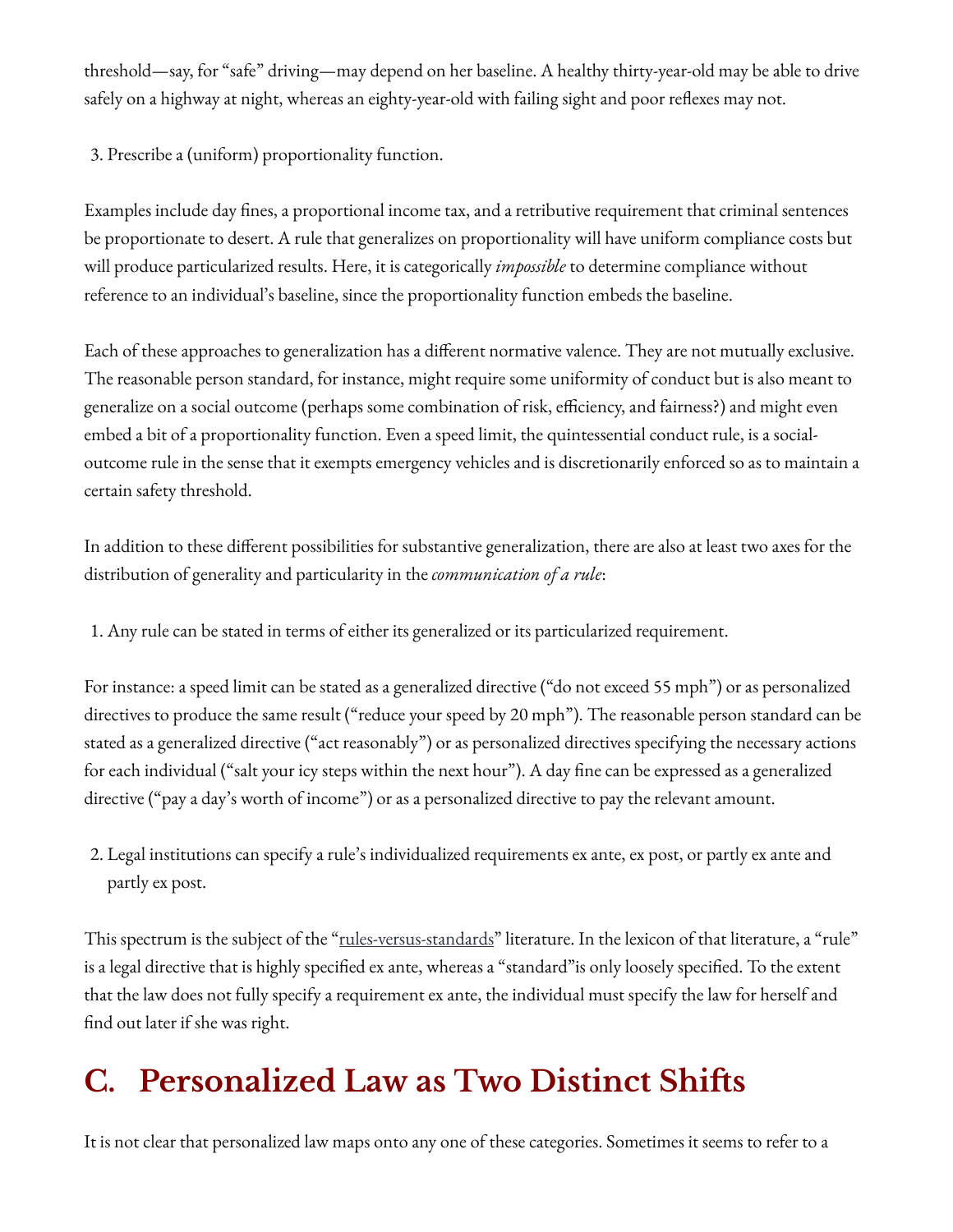threshold—say, for "safe" driving—may depend on her baseline. A healthy thirty-year-old may be able to drive safely on a highway at night, whereas an eighty-year-old with failing sight and poor reflexes may not.

3. Prescribe a (uniform) proportionality function.

Examples include day fines, a proportional income tax, and a retributive requirement that criminal sentences be proportionate to desert. A rule that generalizes on proportionality will have uniform compliance costs but will produce particularized results. Here, it is categorically *impossible* to determine compliance without reference to an individual's baseline, since the proportionality function embeds the baseline.

Each of these approaches to generalization has a different normative valence. They are not mutually exclusive. The reasonable person standard, for instance, might require some uniformity of conduct but is also meant to generalize on a social outcome (perhaps some combination of risk, efficiency, and fairness?) and might even embed a bit of a proportionality function. Even a speed limit, the quintessential conduct rule, is a social-outcome rule in the sense that it exempts emergency vehicles and is discretionarily enforced so as to maintain a certain safety threshold.

In addition to these different possibilities for substantive generalization, there are also at least two axes for the distribution of generality and particularity in the *communication of a rule*:

1. Any rule can be stated in terms of either its generalized or its particularized requirement.

For instance: a speed limit can be stated as a generalized directive ("do not exceed 55 mph") or as personalized directives to produce the same result ("reduce your speed by 20 mph"). The reasonable person standard can be stated as a generalized directive ("act reasonably") or as personalized directives specifying the necessary actions for each individual ("salt your icy steps within the next hour"). A day fine can be expressed as a generalized directive ("pay a day's worth of income") or as a personalized directive to pay the relevant amount.

2. Legal institutions can specify a rule's individualized requirements ex ante, ex post, or partly ex ante and partly ex post.

This spectrum is the subject of the "rules-versus-standards" literature. In the lexicon of that literature, a "rule" is a legal directive that is highly specified ex ante, whereas a "standard"is only loosely specified. To the extent that the law does not fully specify a requirement ex ante, the individual must specify the law for herself and find out later if she was right.

## C. Personalized Law as Two Distinct Shifts

It is not clear that personalized law maps onto any one of these categories. Sometimes it seems to refer to a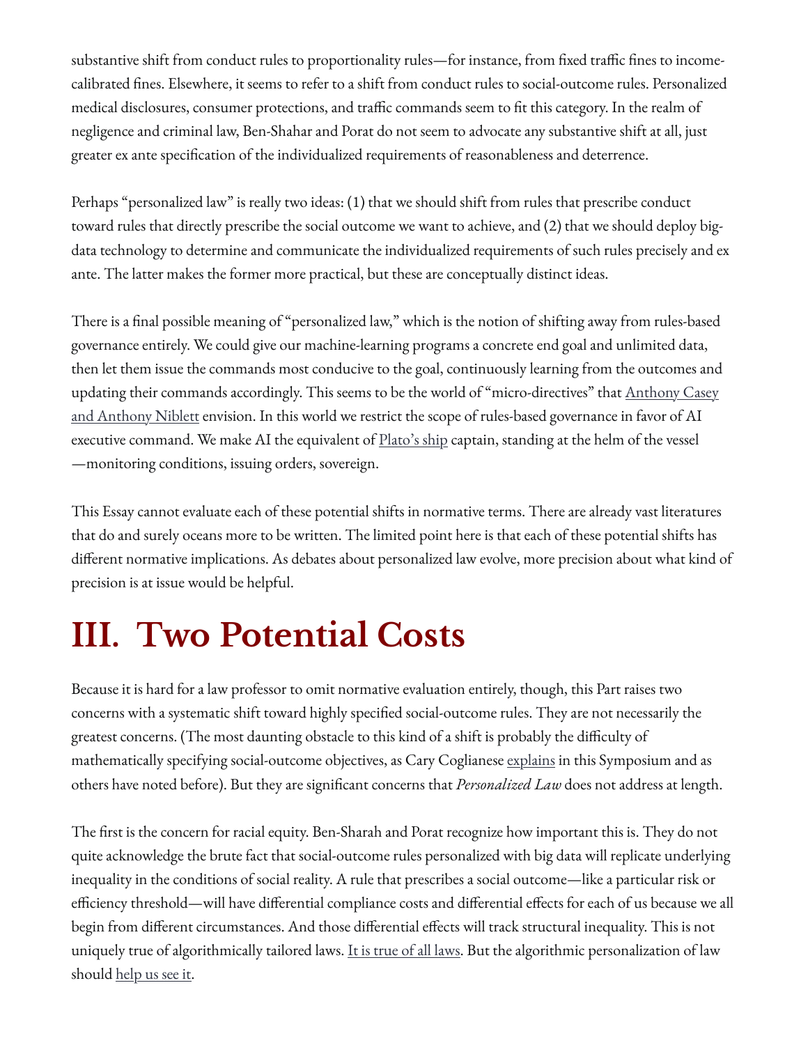substantive shift from conduct rules to proportionality rules—for instance, from fixed traffic fines to income-calibrated fines. Elsewhere, it seems to refer to a shift from conduct rules to social-outcome rules. Personalized medical disclosures, consumer protections, and traffic commands seem to fit this category. In the realm of negligence and criminal law, Ben-Shahar and Porat do not seem to advocate any substantive shift at all, just greater ex ante specification of the individualized requirements of reasonableness and deterrence.

Perhaps "personalized law" is really two ideas: (1) that we should shift from rules that prescribe conduct toward rules that directly prescribe the social outcome we want to achieve, and (2) that we should deploy big-data technology to determine and communicate the individualized requirements of such rules precisely and ex ante. The latter makes the former more practical, but these are conceptually distinct ideas.

There is a final possible meaning of "personalized law," which is the notion of shifting away from rules-based governance entirely. We could give our machine-learning programs a concrete end goal and unlimited data, then let them issue the commands most conducive to the goal, continuously learning from the outcomes and updating their commands accordingly. This seems to be the world of "micro-directives" that Anthony Casey and Anthony Niblett envision. In this world we restrict the scope of rules-based governance in favor of AI executive command. We make AI the equivalent of Plato's ship captain, standing at the helm of the vessel—monitoring conditions, issuing orders, sovereign.

This Essay cannot evaluate each of these potential shifts in normative terms. There are already vast literatures that do and surely oceans more to be written. The limited point here is that each of these potential shifts has different normative implications. As debates about personalized law evolve, more precision about what kind of precision is at issue would be helpful.

# III. Two Potential Costs

Because it is hard for a law professor to omit normative evaluation entirely, though, this Part raises two concerns with a systematic shift toward highly specified social-outcome rules. They are not necessarily the greatest concerns. (The most daunting obstacle to this kind of a shift is probably the difficulty of mathematically specifying social-outcome objectives, as Cary Coglianese explains in this Symposium and as others have noted before). But they are significant concerns that *Personalized Law* does not address at length.

The first is the concern for racial equity. Ben-Sharah and Porat recognize how important this is. They do not quite acknowledge the brute fact that social-outcome rules personalized with big data will replicate underlying inequality in the conditions of social reality. A rule that prescribes a social outcome—like a particular risk or efficiency threshold—will have differential compliance costs and differential effects for each of us because we all begin from different circumstances. And those differential effects will track structural inequality. This is not uniquely true of algorithmically tailored laws. It is true of all laws. But the algorithmic personalization of law should help us see it.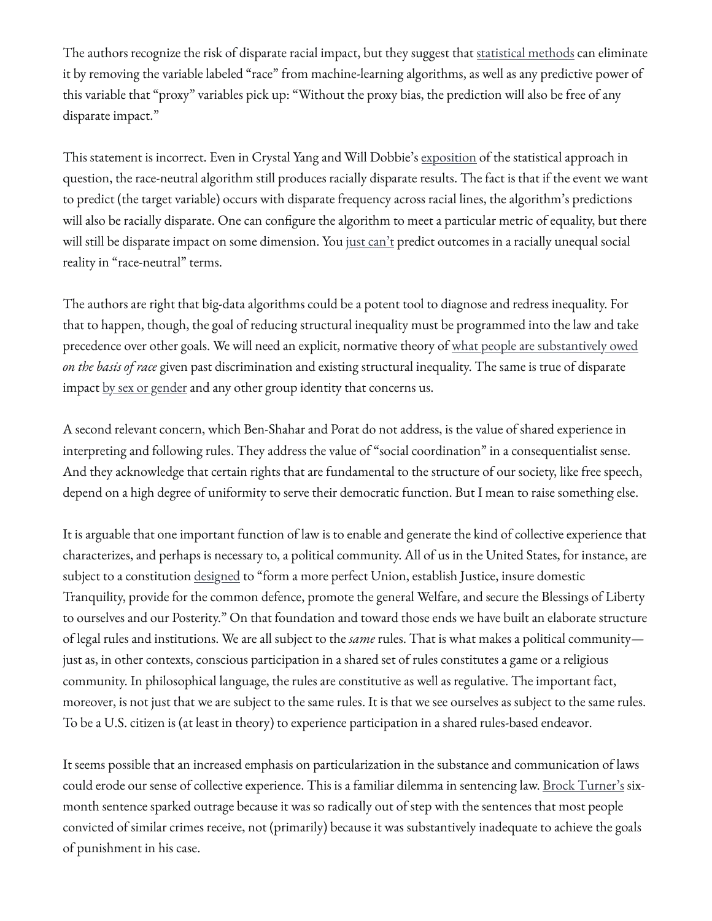The authors recognize the risk of disparate racial impact, but they suggest that statistical methods can eliminate it by removing the variable labeled "race" from machine-learning algorithms, as well as any predictive power of this variable that "proxy" variables pick up: "Without the proxy bias, the prediction will also be free of any disparate impact."

This statement is incorrect. Even in Crystal Yang and Will Dobbie's exposition of the statistical approach in question, the race-neutral algorithm still produces racially disparate results. The fact is that if the event we want to predict (the target variable) occurs with disparate frequency across racial lines, the algorithm's predictions will also be racially disparate. One can configure the algorithm to meet a particular metric of equality, but there will still be disparate impact on some dimension. You just can't predict outcomes in a racially unequal social reality in "race-neutral" terms.

The authors are right that big-data algorithms could be a potent tool to diagnose and redress inequality. For that to happen, though, the goal of reducing structural inequality must be programmed into the law and take precedence over other goals. We will need an explicit, normative theory of what people are substantively owed *on the basis of race* given past discrimination and existing structural inequality. The same is true of disparate impact by sex or gender and any other group identity that concerns us.

A second relevant concern, which Ben-Shahar and Porat do not address, is the value of shared experience in interpreting and following rules. They address the value of "social coordination" in a consequentialist sense. And they acknowledge that certain rights that are fundamental to the structure of our society, like free speech, depend on a high degree of uniformity to serve their democratic function. But I mean to raise something else.

It is arguable that one important function of law is to enable and generate the kind of collective experience that characterizes, and perhaps is necessary to, a political community. All of us in the United States, for instance, are subject to a constitution designed to "form a more perfect Union, establish Justice, insure domestic Tranquility, provide for the common defence, promote the general Welfare, and secure the Blessings of Liberty to ourselves and our Posterity." On that foundation and toward those ends we have built an elaborate structure of legal rules and institutions. We are all subject to the *same* rules. That is what makes a political community—just as, in other contexts, conscious participation in a shared set of rules constitutes a game or a religious community. In philosophical language, the rules are constitutive as well as regulative. The important fact, moreover, is not just that we are subject to the same rules. It is that we see ourselves as subject to the same rules. To be a U.S. citizen is (at least in theory) to experience participation in a shared rules-based endeavor.

It seems possible that an increased emphasis on particularization in the substance and communication of laws could erode our sense of collective experience. This is a familiar dilemma in sentencing law. Brock Turner's six-month sentence sparked outrage because it was so radically out of step with the sentences that most people convicted of similar crimes receive, not (primarily) because it was substantively inadequate to achieve the goals of punishment in his case.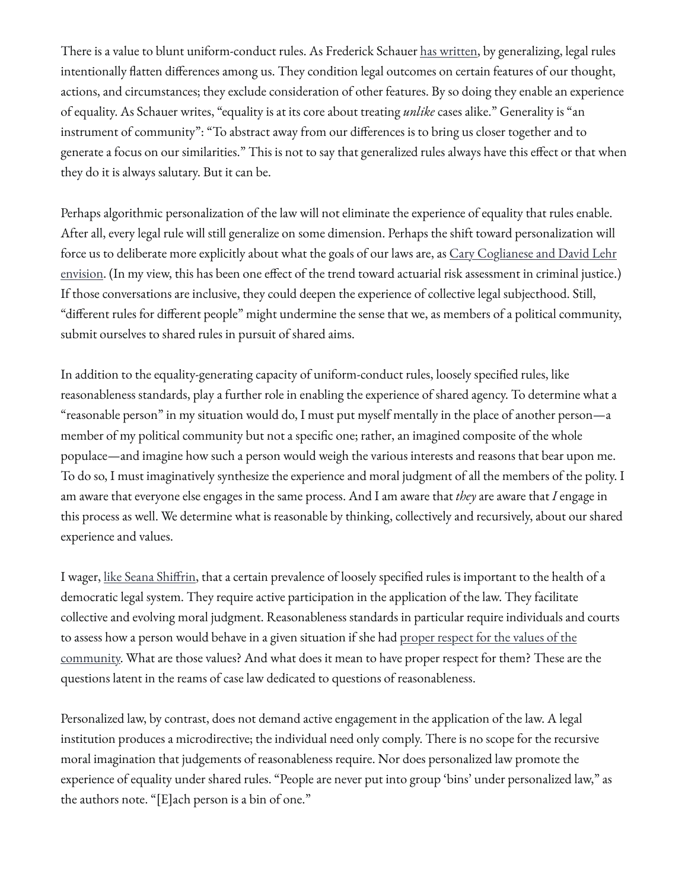There is a value to blunt uniform-conduct rules. As Frederick Schauer has written, by generalizing, legal rules intentionally flatten differences among us. They condition legal outcomes on certain features of our thought, actions, and circumstances; they exclude consideration of other features. By so doing they enable an experience of equality. As Schauer writes, "equality is at its core about treating *unlike* cases alike." Generality is "an instrument of community": "To abstract away from our differences is to bring us closer together and to generate a focus on our similarities." This is not to say that generalized rules always have this effect or that when they do it is always salutary. But it can be.

Perhaps algorithmic personalization of the law will not eliminate the experience of equality that rules enable. After all, every legal rule will still generalize on some dimension. Perhaps the shift toward personalization will force us to deliberate more explicitly about what the goals of our laws are, as Cary Coglianese and David Lehr envision. (In my view, this has been one effect of the trend toward actuarial risk assessment in criminal justice.) If those conversations are inclusive, they could deepen the experience of collective legal subjecthood. Still, "different rules for different people" might undermine the sense that we, as members of a political community, submit ourselves to shared rules in pursuit of shared aims.

In addition to the equality-generating capacity of uniform-conduct rules, loosely specified rules, like reasonableness standards, play a further role in enabling the experience of shared agency. To determine what a "reasonable person" in my situation would do, I must put myself mentally in the place of another person—a member of my political community but not a specific one; rather, an imagined composite of the whole populace—and imagine how such a person would weigh the various interests and reasons that bear upon me. To do so, I must imaginatively synthesize the experience and moral judgment of all the members of the polity. I am aware that everyone else engages in the same process. And I am aware that *they* are aware that *I* engage in this process as well. We determine what is reasonable by thinking, collectively and recursively, about our shared experience and values.

I wager, like Seana Shiffrin, that a certain prevalence of loosely specified rules is important to the health of a democratic legal system. They require active participation in the application of the law. They facilitate collective and evolving moral judgment. Reasonableness standards in particular require individuals and courts to assess how a person would behave in a given situation if she had proper respect for the values of the community. What are those values? And what does it mean to have proper respect for them? These are the questions latent in the reams of case law dedicated to questions of reasonableness.

Personalized law, by contrast, does not demand active engagement in the application of the law. A legal institution produces a microdirective; the individual need only comply. There is no scope for the recursive moral imagination that judgements of reasonableness require. Nor does personalized law promote the experience of equality under shared rules. "People are never put into group 'bins' under personalized law," as the authors note. "[E]ach person is a bin of one."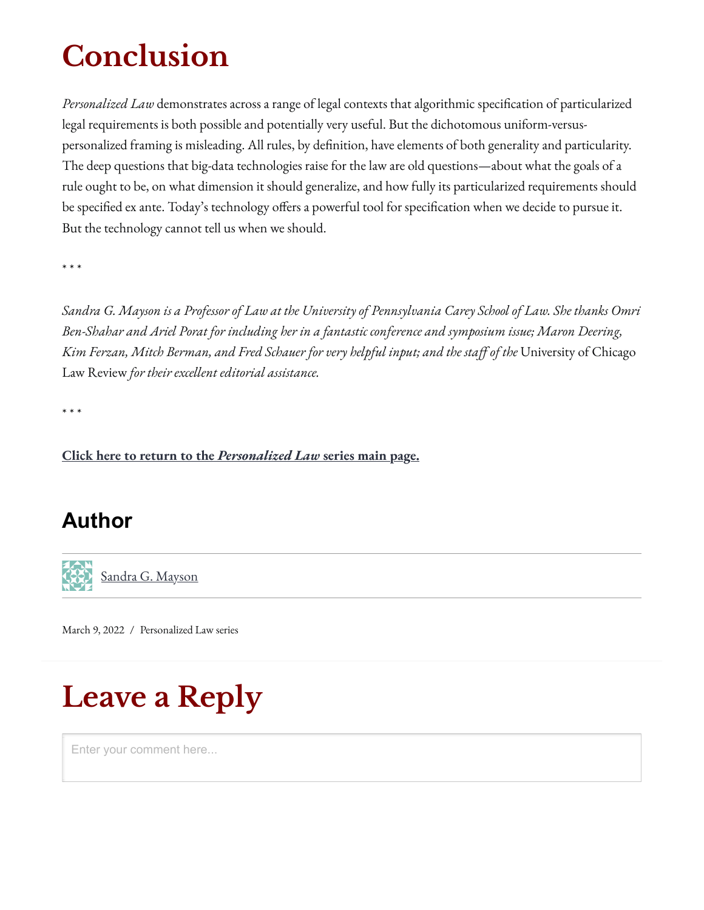# Conclusion

*Personalized Law* demonstrates across a range of legal contexts that algorithmic specification of particularized legal requirements is both possible and potentially very useful. But the dichotomous uniform-versus-personalized framing is misleading. All rules, by definition, have elements of both generality and particularity. The deep questions that big-data technologies raise for the law are old questions—about what the goals of a rule ought to be, on what dimension it should generalize, and how fully its particularized requirements should be specified ex ante. Today's technology offers a powerful tool for specification when we decide to pursue it. But the technology cannot tell us when we should.

\* \* \*

*Sandra G. Mayson is a Professor of Law at the University of Pennsylvania Carey School of Law. She thanks Omri Ben-Shahar and Ariel Porat for including her in a fantastic conference and symposium issue; Maron Deering, Kim Ferzan, Mitch Berman, and Fred Schauer for very helpful input; and the staff of the* University of Chicago Law Review *for their excellent editorial assistance.*

\* \* \*

**Click here to return to the *Personalized Law* series main page.**

## Author

Sandra G. Mayson

March 9, 2022 / Personalized Law series

# Leave a Reply

Enter your comment here...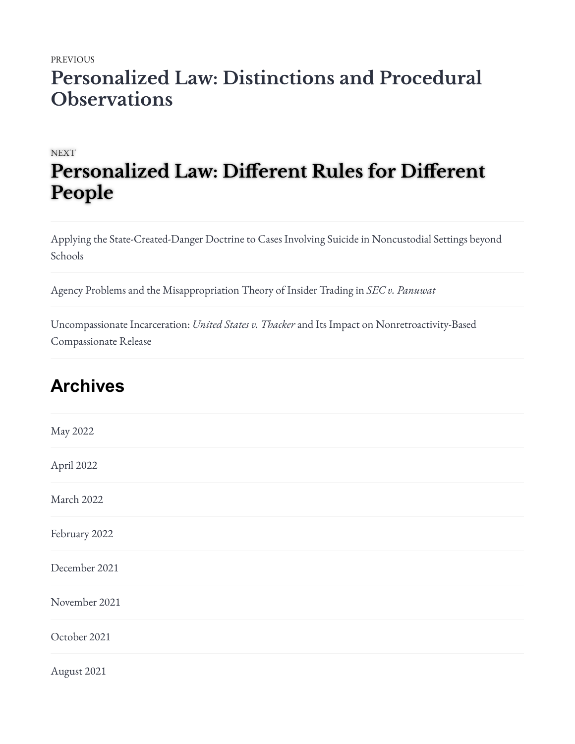PREVIOUS

## Personalized Law: Distinctions and Procedural Observations

NEXT

## Personalized Law: Different Rules for Different People

Applying the State-Created-Danger Doctrine to Cases Involving Suicide in Noncustodial Settings beyond Schools

Agency Problems and the Misappropriation Theory of Insider Trading in *SEC v. Panuwat*

Uncompassionate Incarceration: *United States v. Thacker* and Its Impact on Nonretroactivity-Based Compassionate Release

## Archives

May 2022

April 2022

March 2022

February 2022

December 2021

November 2021

October 2021

August 2021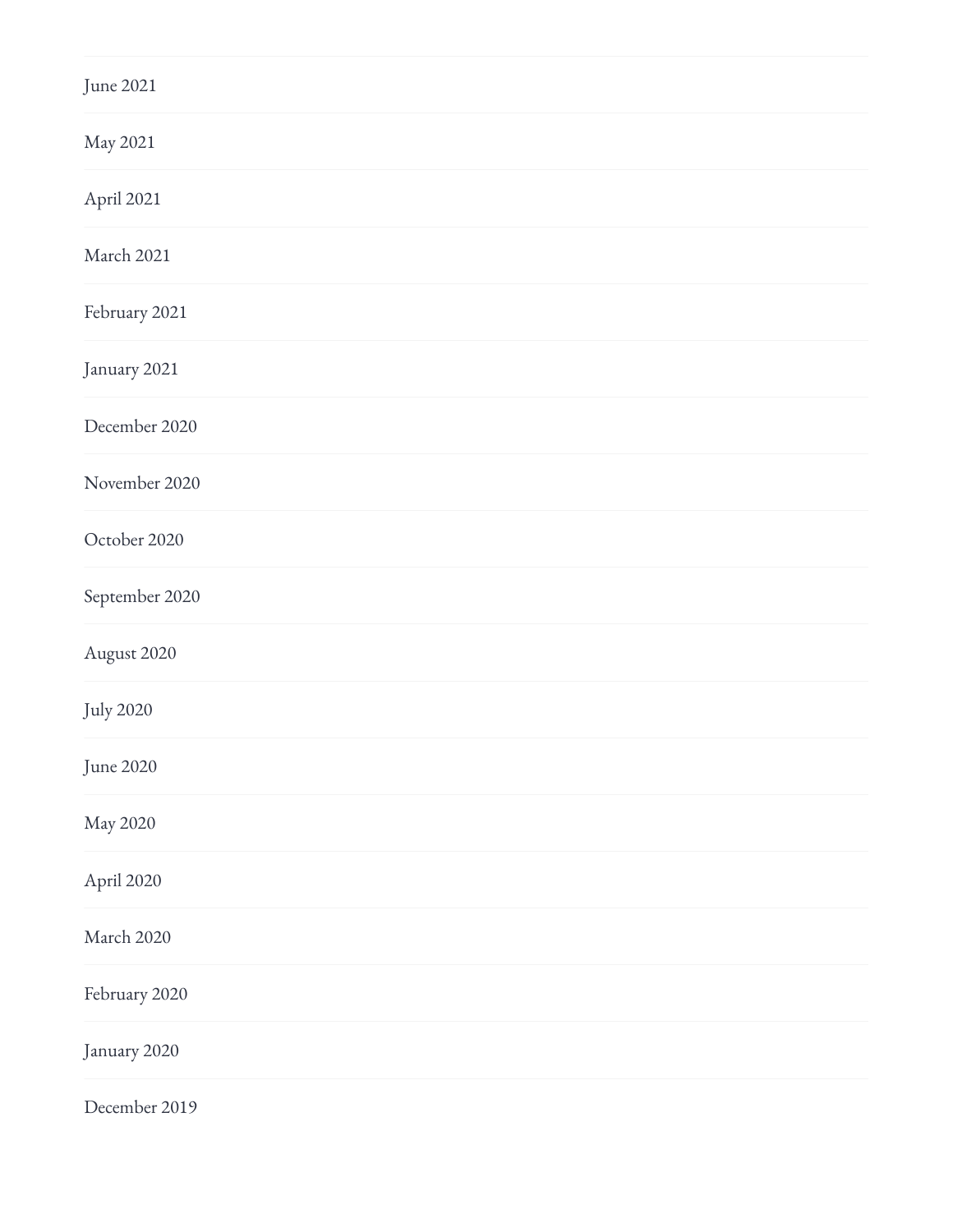June 2021

May 2021

April 2021

March 2021

February 2021

January 2021

December 2020

November 2020

October 2020

September 2020

August 2020

July 2020

June 2020

May 2020

April 2020

March 2020

February 2020

January 2020

December 2019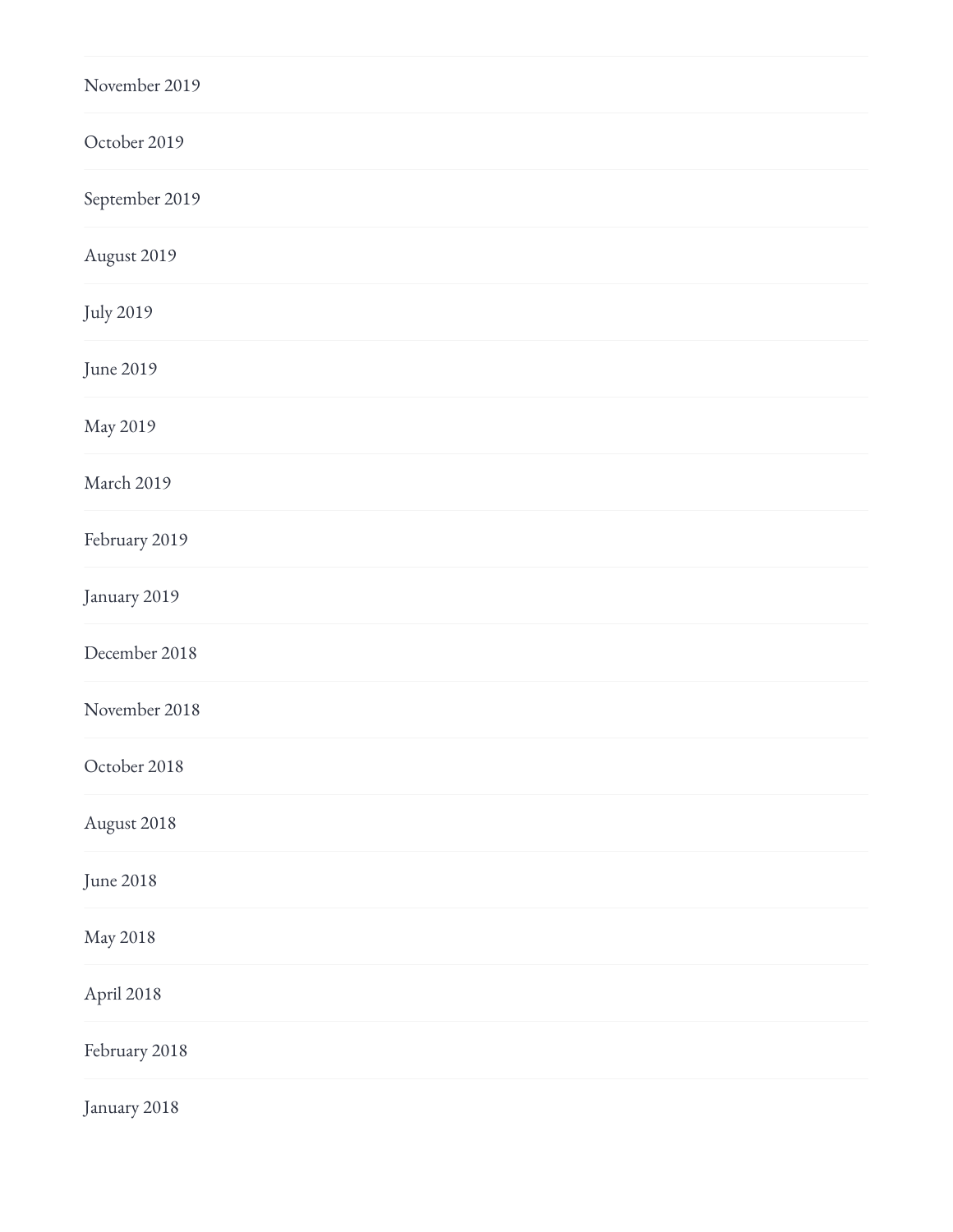November 2019

October 2019

September 2019

August 2019

July 2019

June 2019

May 2019

March 2019

February 2019

January 2019

December 2018

November 2018

October 2018

August 2018

June 2018

May 2018

April 2018

February 2018

January 2018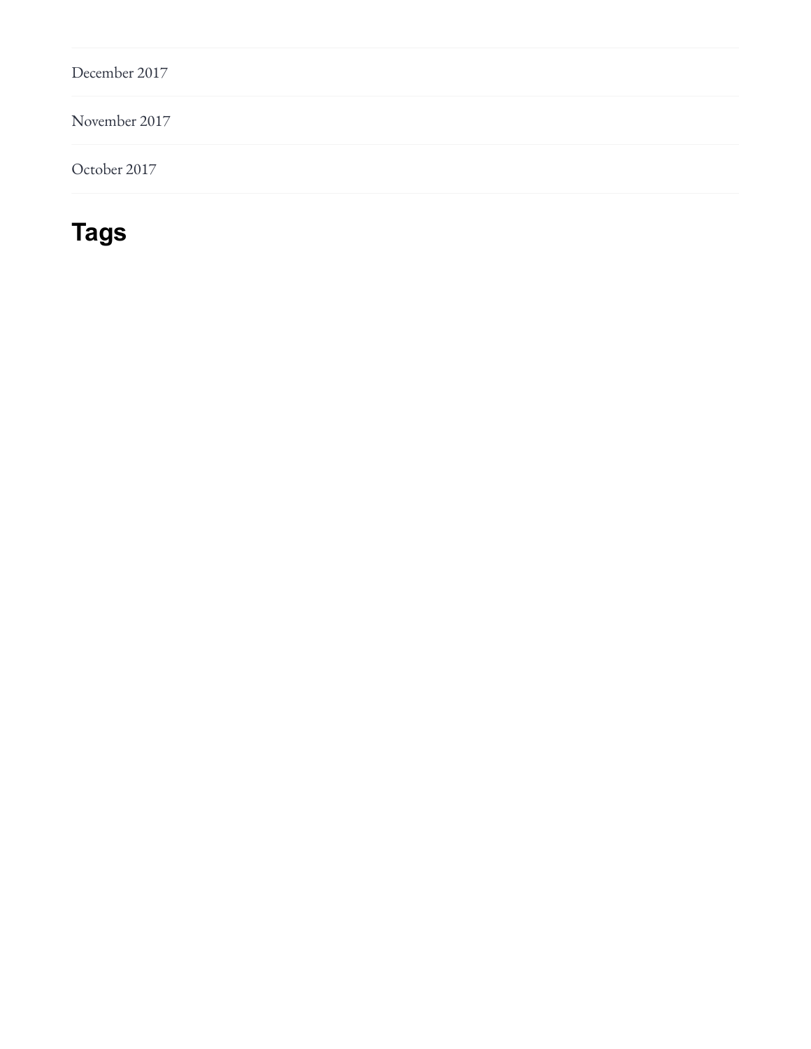December 2017

November 2017

October 2017

## Tags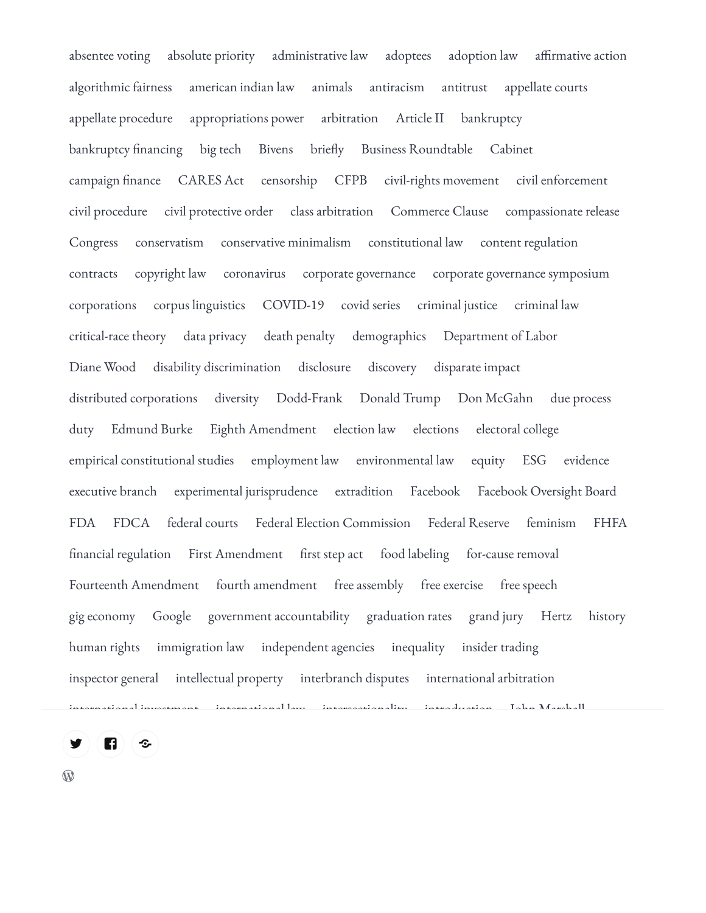absentee voting absolute priority administrative law adoptees adoption law affirmative action algorithmic fairness american indian law animals antiracism antitrust appellate courts appellate procedure appropriations power arbitration Article II bankruptcy bankruptcy financing big tech Bivens briefly Business Roundtable Cabinet campaign finance CARES Act censorship CFPB civil-rights movement civil enforcement civil procedure civil protective order class arbitration Commerce Clause compassionate release Congress conservatism conservative minimalism constitutional law content regulation contracts copyright law coronavirus corporate governance corporate governance symposium corporations corpus linguistics COVID-19 covid series criminal justice criminal law critical-race theory data privacy death penalty demographics Department of Labor Diane Wood disability discrimination disclosure discovery disparate impact distributed corporations diversity Dodd-Frank Donald Trump Don McGahn due process duty Edmund Burke Eighth Amendment election law elections electoral college empirical constitutional studies employment law environmental law equity ESG evidence executive branch experimental jurisprudence extradition Facebook Facebook Oversight Board FDA FDCA federal courts Federal Election Commission Federal Reserve feminism FHFA financial regulation First Amendment first step act food labeling for-cause removal Fourteenth Amendment fourth amendment free assembly free exercise free speech gig economy Google government accountability graduation rates grand jury Hertz history human rights immigration law independent agencies inequality insider trading inspector general intellectual property interbranch disputes international arbitration international investment international law intersectionality introduction John Marshall